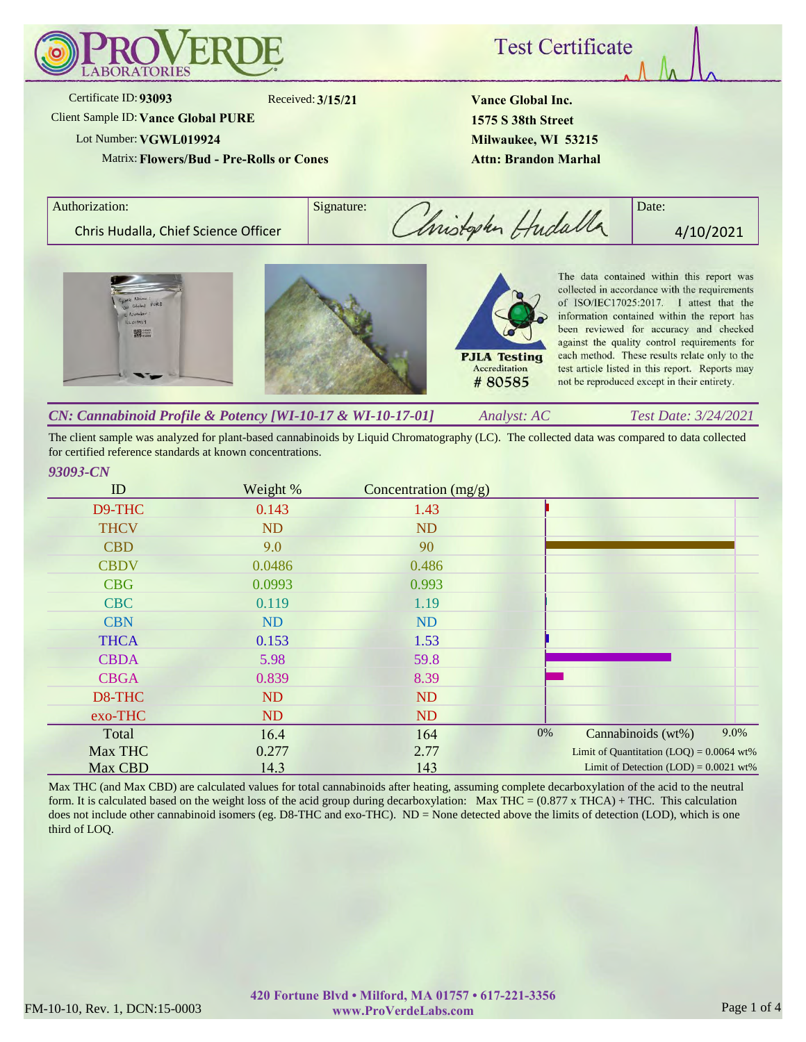# ProVerde Laboratories

## Test Certificate

Certificate ID: **93093** Received: **3/15/21**
Client Sample ID: **Vance Global PURE**
Lot Number: **VGWL019924**
Matrix: **Flowers/Bud - Pre-Rolls or Cones**

**Vance Global Inc.**
**1575 S 38th Street**
**Milwaukee, WI 53215**
**Attn: Brandon Marhal**

| Authorization: | Signature: | Date: |
|---|---|---|
| Chris Hudalla, Chief Science Officer | Christopher Hudalla | 4/10/2021 |

PJLA Testing Accreditation # 80585

The data contained within this report was collected in accordance with the requirements of ISO/IEC17025:2017. I attest that the information contained within the report has been reviewed for accuracy and checked against the quality control requirements for each method. These results relate only to the test article listed in this report. Reports may not be reproduced except in their entirety.

### *CN: Cannabinoid Profile & Potency [WI-10-17 & WI-10-17-01]* *Analyst: AC* *Test Date: 3/24/2021*

The client sample was analyzed for plant-based cannabinoids by Liquid Chromatography (LC). The collected data was compared to data collected for certified reference standards at known concentrations.

*93093-CN*

| ID | Weight % | Concentration (mg/g) |
|---|---|---|
| D9-THC | 0.143 | 1.43 |
| THCV | ND | ND |
| CBD | 9.0 | 90 |
| CBDV | 0.0486 | 0.486 |
| CBG | 0.0993 | 0.993 |
| CBC | 0.119 | 1.19 |
| CBN | ND | ND |
| THCA | 0.153 | 1.53 |
| CBDA | 5.98 | 59.8 |
| CBGA | 0.839 | 8.39 |
| D8-THC | ND | ND |
| exo-THC | ND | ND |
| Total | 16.4 | 164 |
| Max THC | 0.277 | 2.77 |
| Max CBD | 14.3 | 143 |

Cannabinoids (wt%): 0% – 9.0%
Limit of Quantitation (LOQ) = 0.0064 wt%
Limit of Detection (LOD) = 0.0021 wt%

Max THC (and Max CBD) are calculated values for total cannabinoids after heating, assuming complete decarboxylation of the acid to the neutral form. It is calculated based on the weight loss of the acid group during decarboxylation: Max THC = (0.877 x THCA) + THC. This calculation does not include other cannabinoid isomers (eg. D8-THC and exo-THC). ND = None detected above the limits of detection (LOD), which is one third of LOQ.

FM-10-10, Rev. 1, DCN:15-0003

**420 Fortune Blvd • Milford, MA 01757 • 617-221-3356**
**www.ProVerdeLabs.com**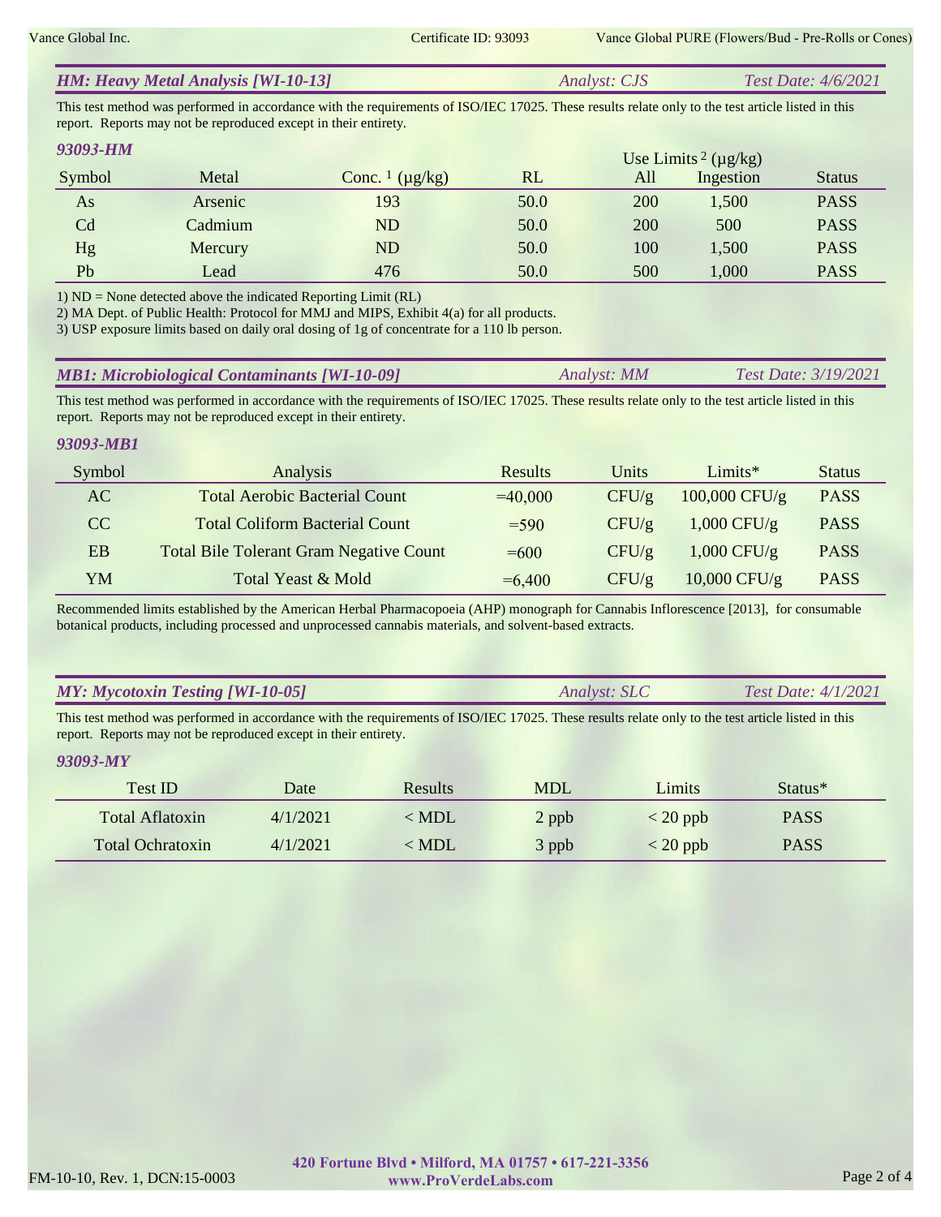## *HM: Heavy Metal Analysis [WI-10-13]* — *Analyst: CJS* — *Test Date: 4/6/2021*

This test method was performed in accordance with the requirements of ISO/IEC 17025. These results relate only to the test article listed in this report. Reports may not be reproduced except in their entirety.

### *93093-HM*

| Symbol | Metal | Conc. [1] (µg/kg) | RL | Use Limits [2] (µg/kg) All | Ingestion | Status |
|---|---|---|---|---|---|---|
| As | Arsenic | 193 | 50.0 | 200 | 1,500 | PASS |
| Cd | Cadmium | ND | 50.0 | 200 | 500 | PASS |
| Hg | Mercury | ND | 50.0 | 100 | 1,500 | PASS |
| Pb | Lead | 476 | 50.0 | 500 | 1,000 | PASS |

1) ND = None detected above the indicated Reporting Limit (RL)
2) MA Dept. of Public Health: Protocol for MMJ and MIPS, Exhibit 4(a) for all products.
3) USP exposure limits based on daily oral dosing of 1g of concentrate for a 110 lb person.

## *MB1: Microbiological Contaminants [WI-10-09]* — *Analyst: MM* — *Test Date: 3/19/2021*

This test method was performed in accordance with the requirements of ISO/IEC 17025. These results relate only to the test article listed in this report. Reports may not be reproduced except in their entirety.

### *93093-MB1*

| Symbol | Analysis | Results | Units | Limits* | Status |
|---|---|---|---|---|---|
| AC | Total Aerobic Bacterial Count | =40,000 | CFU/g | 100,000 CFU/g | PASS |
| CC | Total Coliform Bacterial Count | =590 | CFU/g | 1,000 CFU/g | PASS |
| EB | Total Bile Tolerant Gram Negative Count | =600 | CFU/g | 1,000 CFU/g | PASS |
| YM | Total Yeast & Mold | =6,400 | CFU/g | 10,000 CFU/g | PASS |

Recommended limits established by the American Herbal Pharmacopoeia (AHP) monograph for Cannabis Inflorescence [2013], for consumable botanical products, including processed and unprocessed cannabis materials, and solvent-based extracts.

## *MY: Mycotoxin Testing [WI-10-05]* — *Analyst: SLC* — *Test Date: 4/1/2021*

This test method was performed in accordance with the requirements of ISO/IEC 17025. These results relate only to the test article listed in this report. Reports may not be reproduced except in their entirety.

### *93093-MY*

| Test ID | Date | Results | MDL | Limits | Status* |
|---|---|---|---|---|---|
| Total Aflatoxin | 4/1/2021 | < MDL | 2 ppb | < 20 ppb | PASS |
| Total Ochratoxin | 4/1/2021 | < MDL | 3 ppb | < 20 ppb | PASS |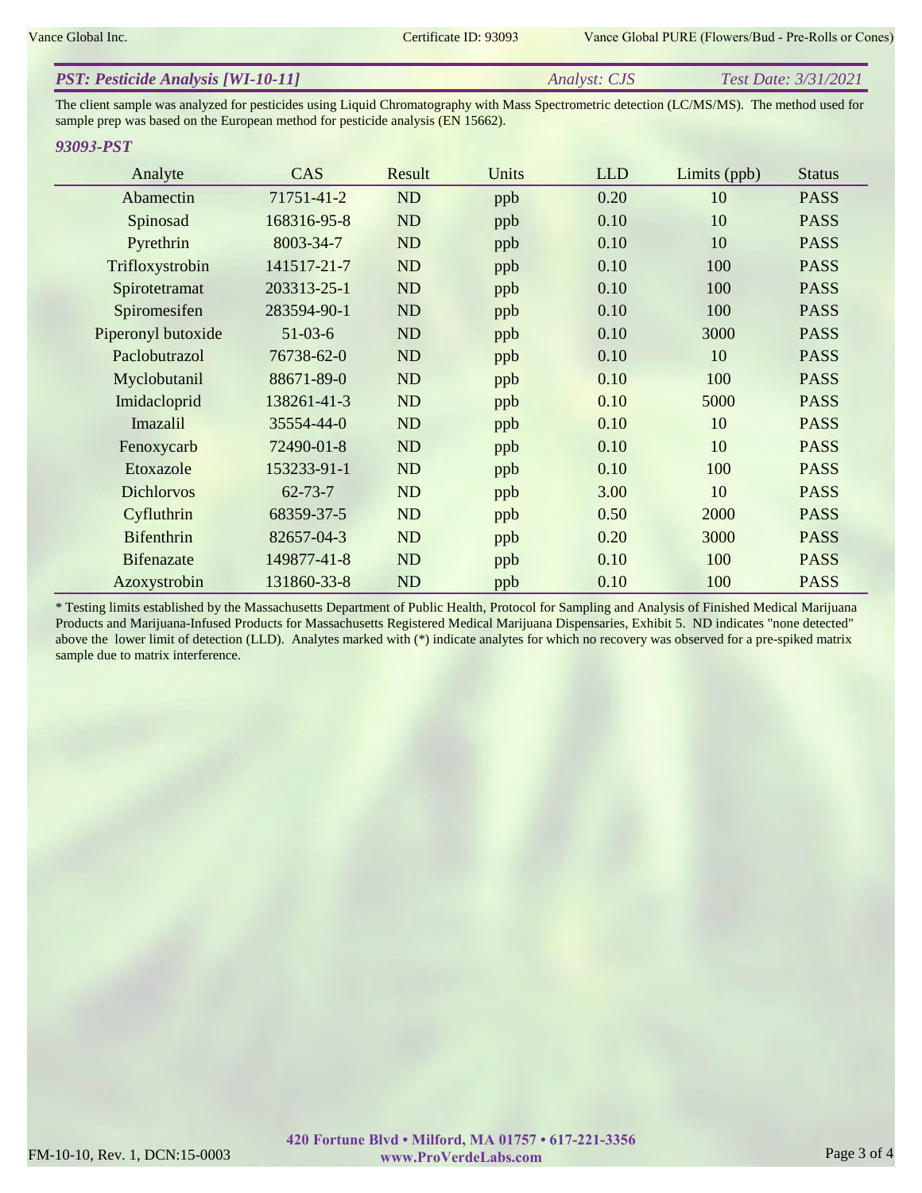**PST: Pesticide Analysis [WI-10-11]** *Analyst: CJS* *Test Date: 3/31/2021*

The client sample was analyzed for pesticides using Liquid Chromatography with Mass Spectrometric detection (LC/MS/MS). The method used for sample prep was based on the European method for pesticide analysis (EN 15662).

***93093-PST***

| Analyte | CAS | Result | Units | LLD | Limits (ppb) | Status |
|---|---|---|---|---|---|---|
| Abamectin | 71751-41-2 | ND | ppb | 0.20 | 10 | PASS |
| Spinosad | 168316-95-8 | ND | ppb | 0.10 | 10 | PASS |
| Pyrethrin | 8003-34-7 | ND | ppb | 0.10 | 10 | PASS |
| Trifloxystrobin | 141517-21-7 | ND | ppb | 0.10 | 100 | PASS |
| Spirotetramat | 203313-25-1 | ND | ppb | 0.10 | 100 | PASS |
| Spiromesifen | 283594-90-1 | ND | ppb | 0.10 | 100 | PASS |
| Piperonyl butoxide | 51-03-6 | ND | ppb | 0.10 | 3000 | PASS |
| Paclobutrazol | 76738-62-0 | ND | ppb | 0.10 | 10 | PASS |
| Myclobutanil | 88671-89-0 | ND | ppb | 0.10 | 100 | PASS |
| Imidacloprid | 138261-41-3 | ND | ppb | 0.10 | 5000 | PASS |
| Imazalil | 35554-44-0 | ND | ppb | 0.10 | 10 | PASS |
| Fenoxycarb | 72490-01-8 | ND | ppb | 0.10 | 10 | PASS |
| Etoxazole | 153233-91-1 | ND | ppb | 0.10 | 100 | PASS |
| Dichlorvos | 62-73-7 | ND | ppb | 3.00 | 10 | PASS |
| Cyfluthrin | 68359-37-5 | ND | ppb | 0.50 | 2000 | PASS |
| Bifenthrin | 82657-04-3 | ND | ppb | 0.20 | 3000 | PASS |
| Bifenazate | 149877-41-8 | ND | ppb | 0.10 | 100 | PASS |
| Azoxystrobin | 131860-33-8 | ND | ppb | 0.10 | 100 | PASS |

* Testing limits established by the Massachusetts Department of Public Health, Protocol for Sampling and Analysis of Finished Medical Marijuana Products and Marijuana-Infused Products for Massachusetts Registered Medical Marijuana Dispensaries, Exhibit 5. ND indicates "none detected" above the lower limit of detection (LLD). Analytes marked with (*) indicate analytes for which no recovery was observed for a pre-spiked matrix sample due to matrix interference.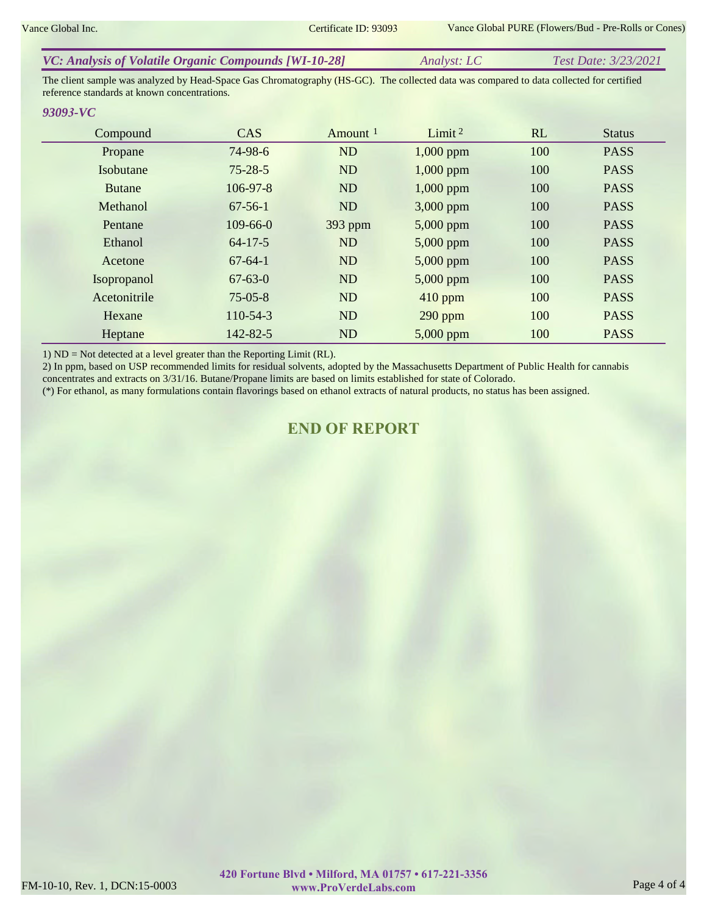## *VC: Analysis of Volatile Organic Compounds [WI-10-28]* *Analyst: LC* *Test Date: 3/23/2021*

The client sample was analyzed by Head-Space Gas Chromatography (HS-GC). The collected data was compared to data collected for certified reference standards at known concentrations.

### *93093-VC*

| Compound | CAS | Amount [1] | Limit [2] | RL | Status |
|---|---|---|---|---|---|
| Propane | 74-98-6 | ND | 1,000 ppm | 100 | PASS |
| Isobutane | 75-28-5 | ND | 1,000 ppm | 100 | PASS |
| Butane | 106-97-8 | ND | 1,000 ppm | 100 | PASS |
| Methanol | 67-56-1 | ND | 3,000 ppm | 100 | PASS |
| Pentane | 109-66-0 | 393 ppm | 5,000 ppm | 100 | PASS |
| Ethanol | 64-17-5 | ND | 5,000 ppm | 100 | PASS |
| Acetone | 67-64-1 | ND | 5,000 ppm | 100 | PASS |
| Isopropanol | 67-63-0 | ND | 5,000 ppm | 100 | PASS |
| Acetonitrile | 75-05-8 | ND | 410 ppm | 100 | PASS |
| Hexane | 110-54-3 | ND | 290 ppm | 100 | PASS |
| Heptane | 142-82-5 | ND | 5,000 ppm | 100 | PASS |

1) ND = Not detected at a level greater than the Reporting Limit (RL).
2) In ppm, based on USP recommended limits for residual solvents, adopted by the Massachusetts Department of Public Health for cannabis concentrates and extracts on 3/31/16. Butane/Propane limits are based on limits established for state of Colorado.
(*) For ethanol, as many formulations contain flavorings based on ethanol extracts of natural products, no status has been assigned.

## END OF REPORT

FM-10-10, Rev. 1, DCN:15-0003

**420 Fortune Blvd • Milford, MA 01757 • 617-221-3356**
**www.ProVerdeLabs.com**